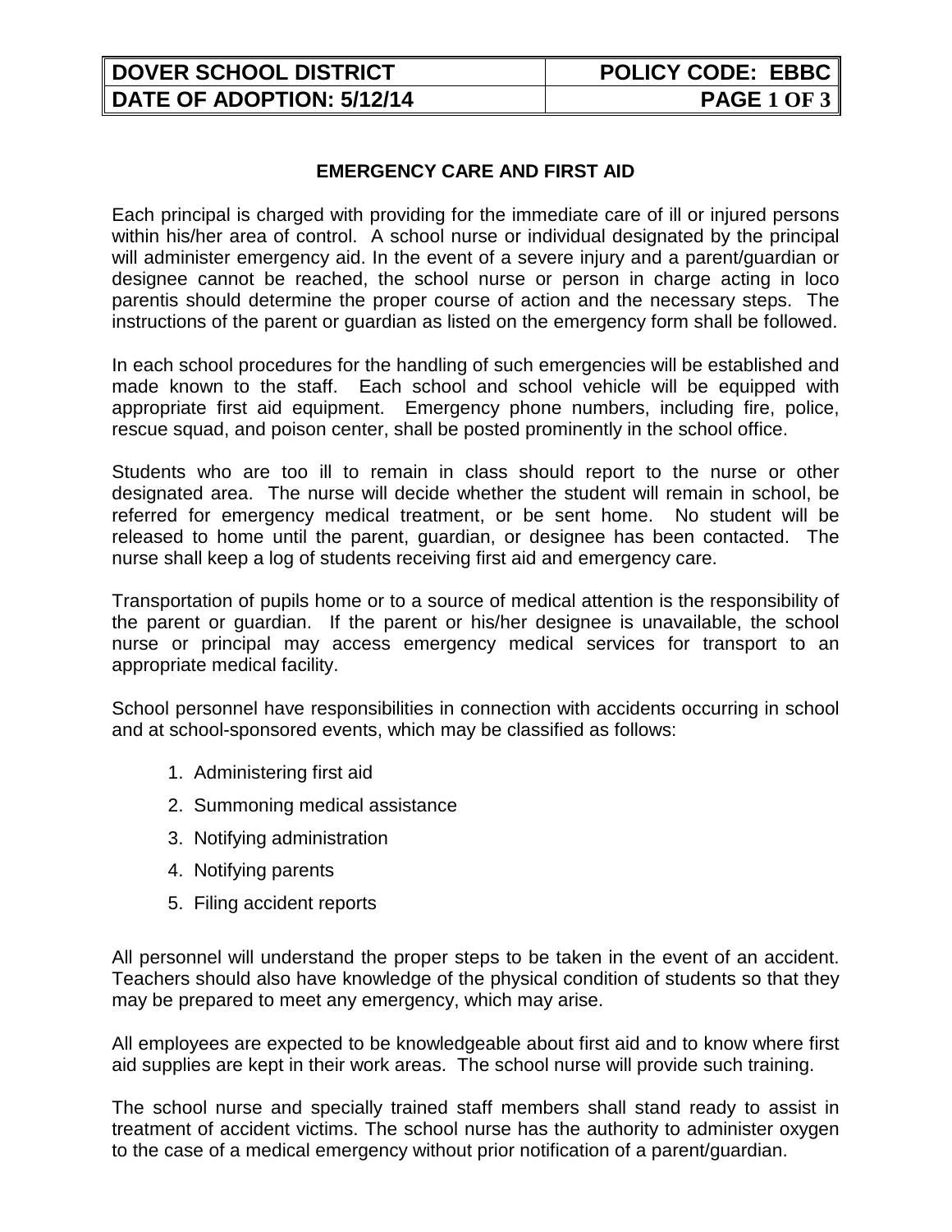| DOVER SCHOOL DISTRICT | POLICY CODE: EBBC |
| --- | --- |
| DATE OF ADOPTION: 5/12/14 | PAGE 1 OF 3 |

## EMERGENCY CARE AND FIRST AID

Each principal is charged with providing for the immediate care of ill or injured persons within his/her area of control. A school nurse or individual designated by the principal will administer emergency aid. In the event of a severe injury and a parent/guardian or designee cannot be reached, the school nurse or person in charge acting in loco parentis should determine the proper course of action and the necessary steps. The instructions of the parent or guardian as listed on the emergency form shall be followed.

In each school procedures for the handling of such emergencies will be established and made known to the staff. Each school and school vehicle will be equipped with appropriate first aid equipment. Emergency phone numbers, including fire, police, rescue squad, and poison center, shall be posted prominently in the school office.

Students who are too ill to remain in class should report to the nurse or other designated area. The nurse will decide whether the student will remain in school, be referred for emergency medical treatment, or be sent home. No student will be released to home until the parent, guardian, or designee has been contacted. The nurse shall keep a log of students receiving first aid and emergency care.

Transportation of pupils home or to a source of medical attention is the responsibility of the parent or guardian. If the parent or his/her designee is unavailable, the school nurse or principal may access emergency medical services for transport to an appropriate medical facility.

School personnel have responsibilities in connection with accidents occurring in school and at school-sponsored events, which may be classified as follows:

1. Administering first aid
2. Summoning medical assistance
3. Notifying administration
4. Notifying parents
5. Filing accident reports

All personnel will understand the proper steps to be taken in the event of an accident. Teachers should also have knowledge of the physical condition of students so that they may be prepared to meet any emergency, which may arise.

All employees are expected to be knowledgeable about first aid and to know where first aid supplies are kept in their work areas. The school nurse will provide such training.

The school nurse and specially trained staff members shall stand ready to assist in treatment of accident victims. The school nurse has the authority to administer oxygen to the case of a medical emergency without prior notification of a parent/guardian.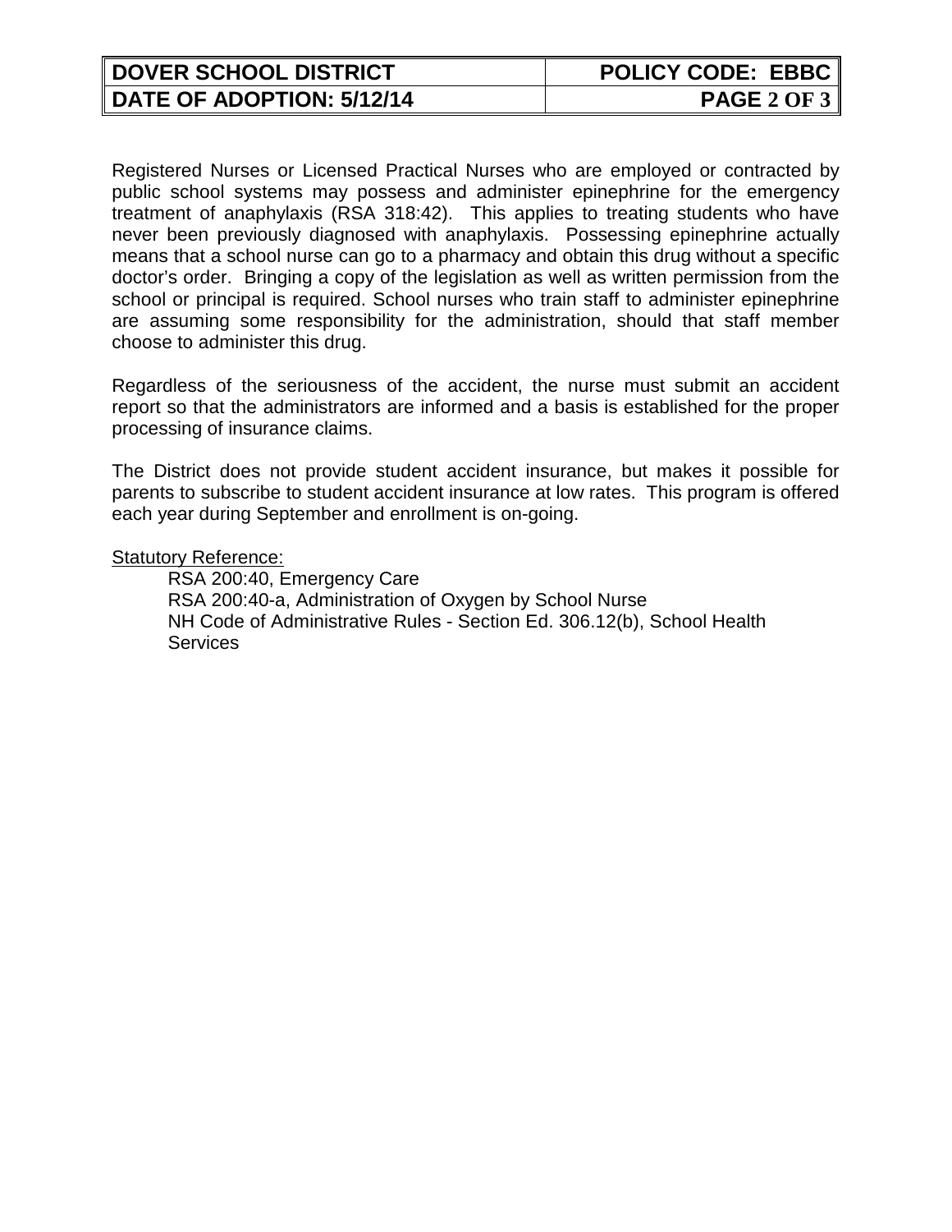Registered Nurses or Licensed Practical Nurses who are employed or contracted by public school systems may possess and administer epinephrine for the emergency treatment of anaphylaxis (RSA 318:42). This applies to treating students who have never been previously diagnosed with anaphylaxis. Possessing epinephrine actually means that a school nurse can go to a pharmacy and obtain this drug without a specific doctor's order. Bringing a copy of the legislation as well as written permission from the school or principal is required. School nurses who train staff to administer epinephrine are assuming some responsibility for the administration, should that staff member choose to administer this drug.

Regardless of the seriousness of the accident, the nurse must submit an accident report so that the administrators are informed and a basis is established for the proper processing of insurance claims.

The District does not provide student accident insurance, but makes it possible for parents to subscribe to student accident insurance at low rates. This program is offered each year during September and enrollment is on-going.

Statutory Reference:

RSA 200:40, Emergency Care
RSA 200:40-a, Administration of Oxygen by School Nurse
NH Code of Administrative Rules - Section Ed. 306.12(b), School Health Services